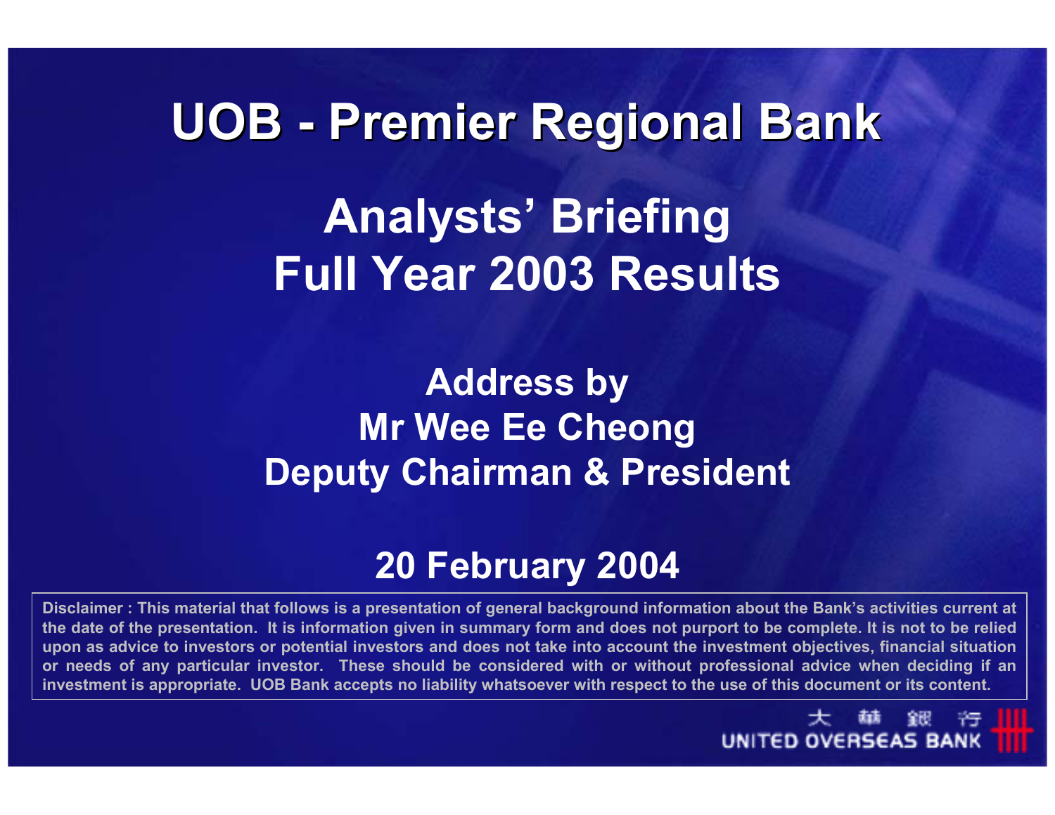# UOB - Premier Regional Bank

## Analysts' Briefing
## Full Year 2003 Results

**Address by**
**Mr Wee Ee Cheong**
**Deputy Chairman & President**

**20 February 2004**

**Disclaimer : This material that follows is a presentation of general background information about the Bank's activities current at the date of the presentation. It is information given in summary form and does not purport to be complete. It is not to be relied upon as advice to investors or potential investors and does not take into account the investment objectives, financial situation or needs of any particular investor. These should be considered with or without professional advice when deciding if an investment is appropriate. UOB Bank accepts no liability whatsoever with respect to the use of this document or its content.**

大華銀行
UNITED OVERSEAS BANK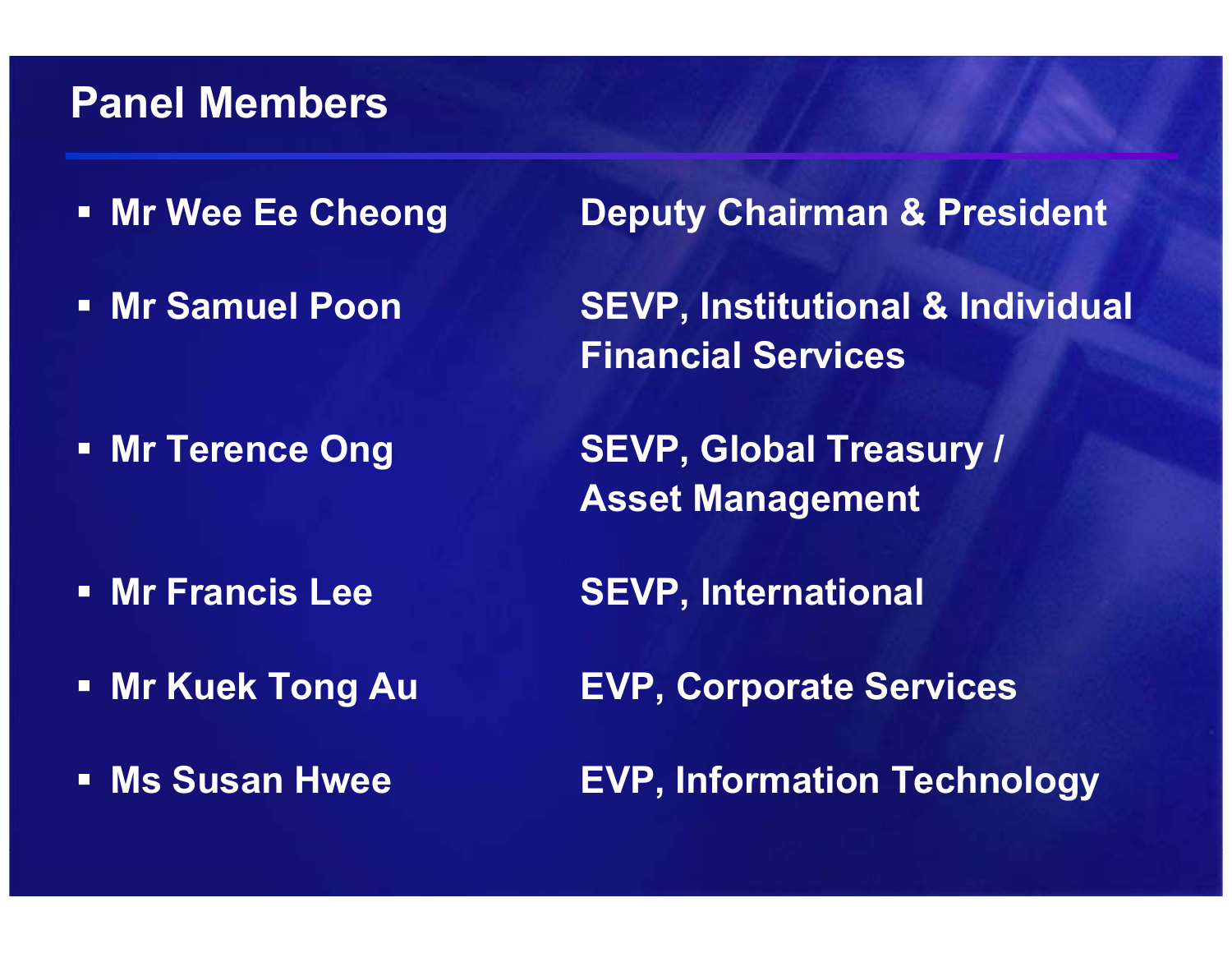# Panel Members

- **Mr Wee Ee Cheong** — Deputy Chairman & President
- **Mr Samuel Poon** — SEVP, Institutional & Individual Financial Services
- **Mr Terence Ong** — SEVP, Global Treasury / Asset Management
- **Mr Francis Lee** — SEVP, International
- **Mr Kuek Tong Au** — EVP, Corporate Services
- **Ms Susan Hwee** — EVP, Information Technology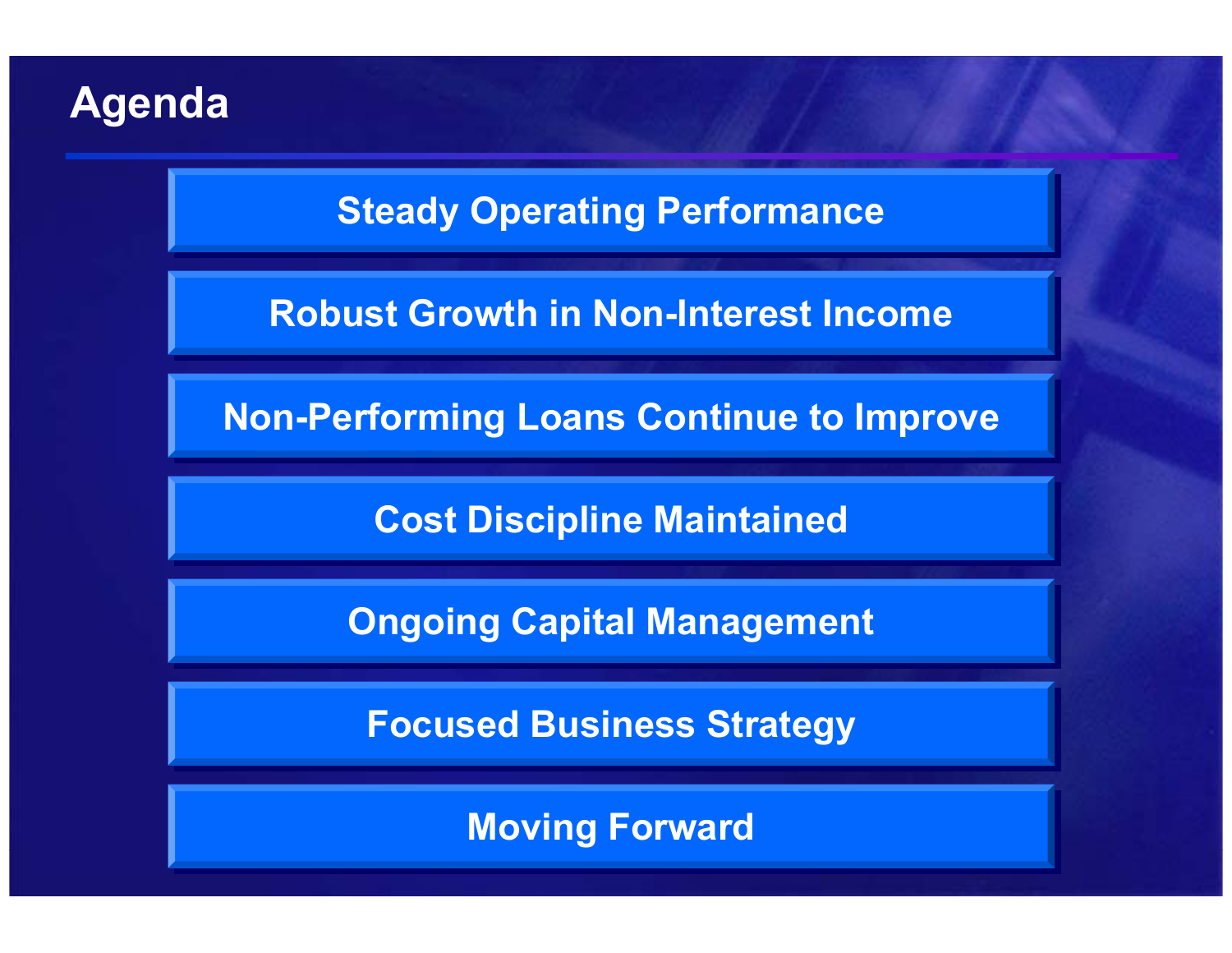# Agenda

- Steady Operating Performance
- Robust Growth in Non-Interest Income
- Non-Performing Loans Continue to Improve
- Cost Discipline Maintained
- Ongoing Capital Management
- Focused Business Strategy
- Moving Forward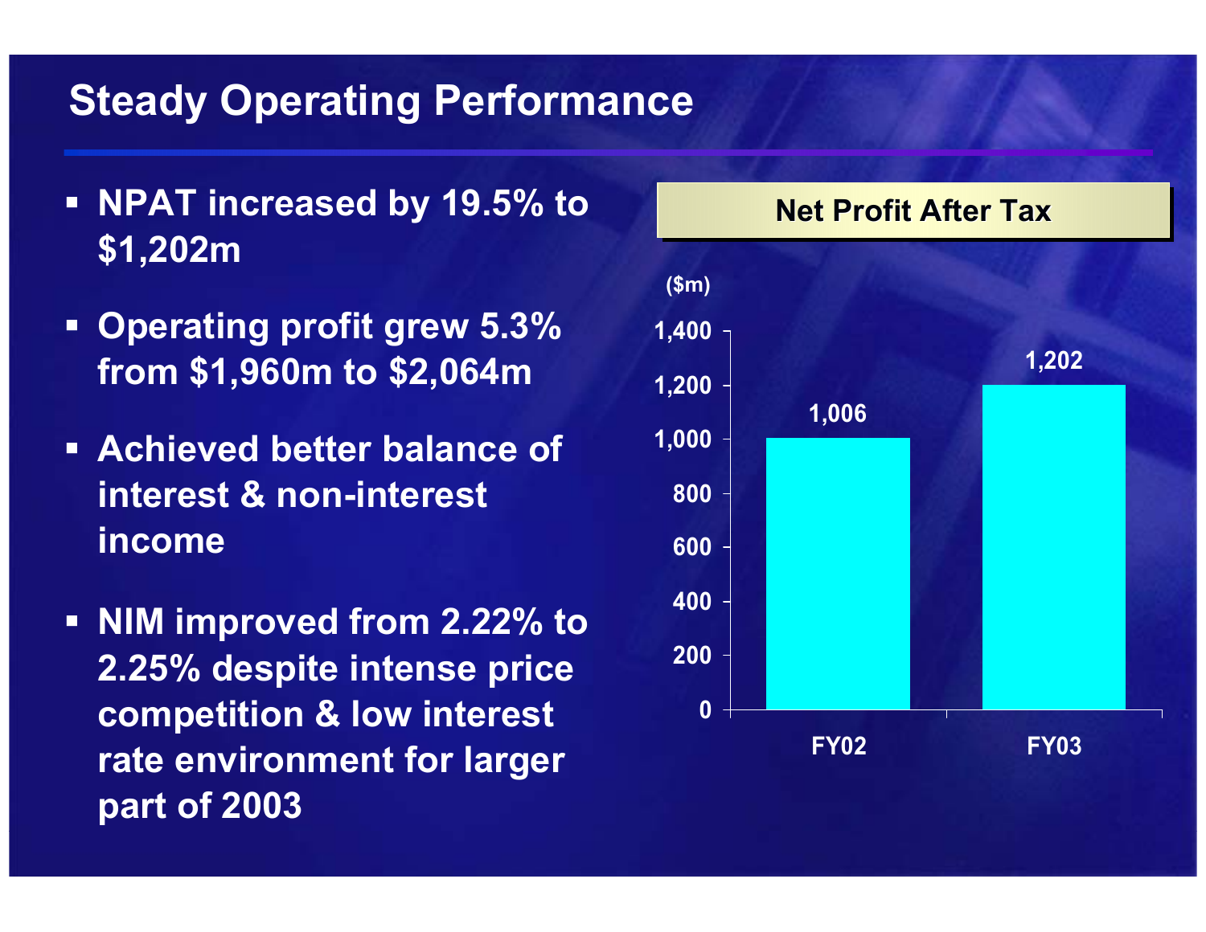# Steady Operating Performance

- **NPAT increased by 19.5% to $1,202m**
- **Operating profit grew 5.3% from $1,960m to $2,064m**
- **Achieved better balance of interest & non-interest income**
- **NIM improved from 2.22% to 2.25% despite intense price competition & low interest rate environment for larger part of 2003**

**Net Profit After Tax**

($m)

| | FY02 | FY03 |
|---|---|---|
| Net Profit After Tax | 1,006 | 1,202 |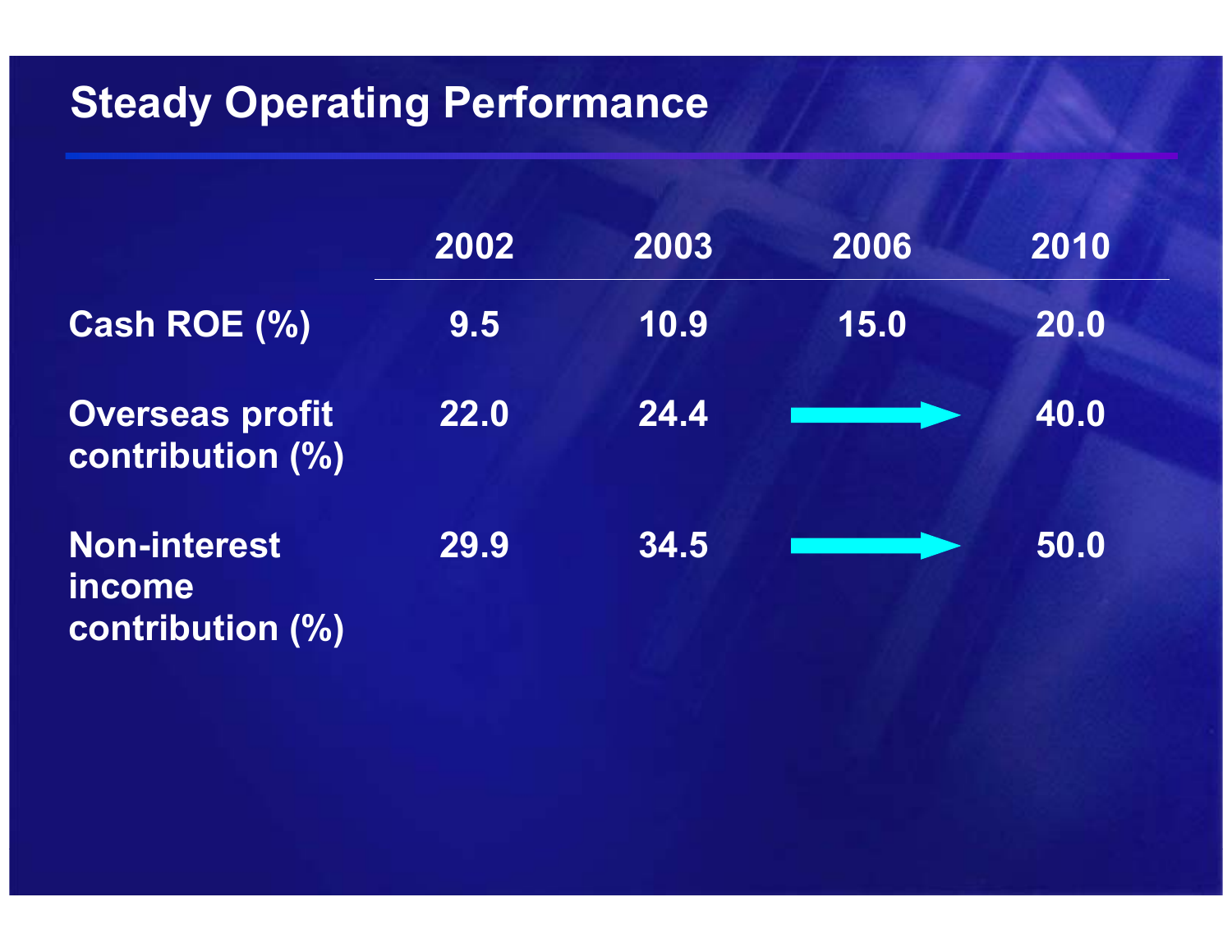## Steady Operating Performance

| | 2002 | 2003 | 2006 | 2010 |
|---|---|---|---|---|
| Cash ROE (%) | 9.5 | 10.9 | 15.0 | 20.0 |
| Overseas profit contribution (%) | 22.0 | 24.4 | → | 40.0 |
| Non-interest income contribution (%) | 29.9 | 34.5 | → | 50.0 |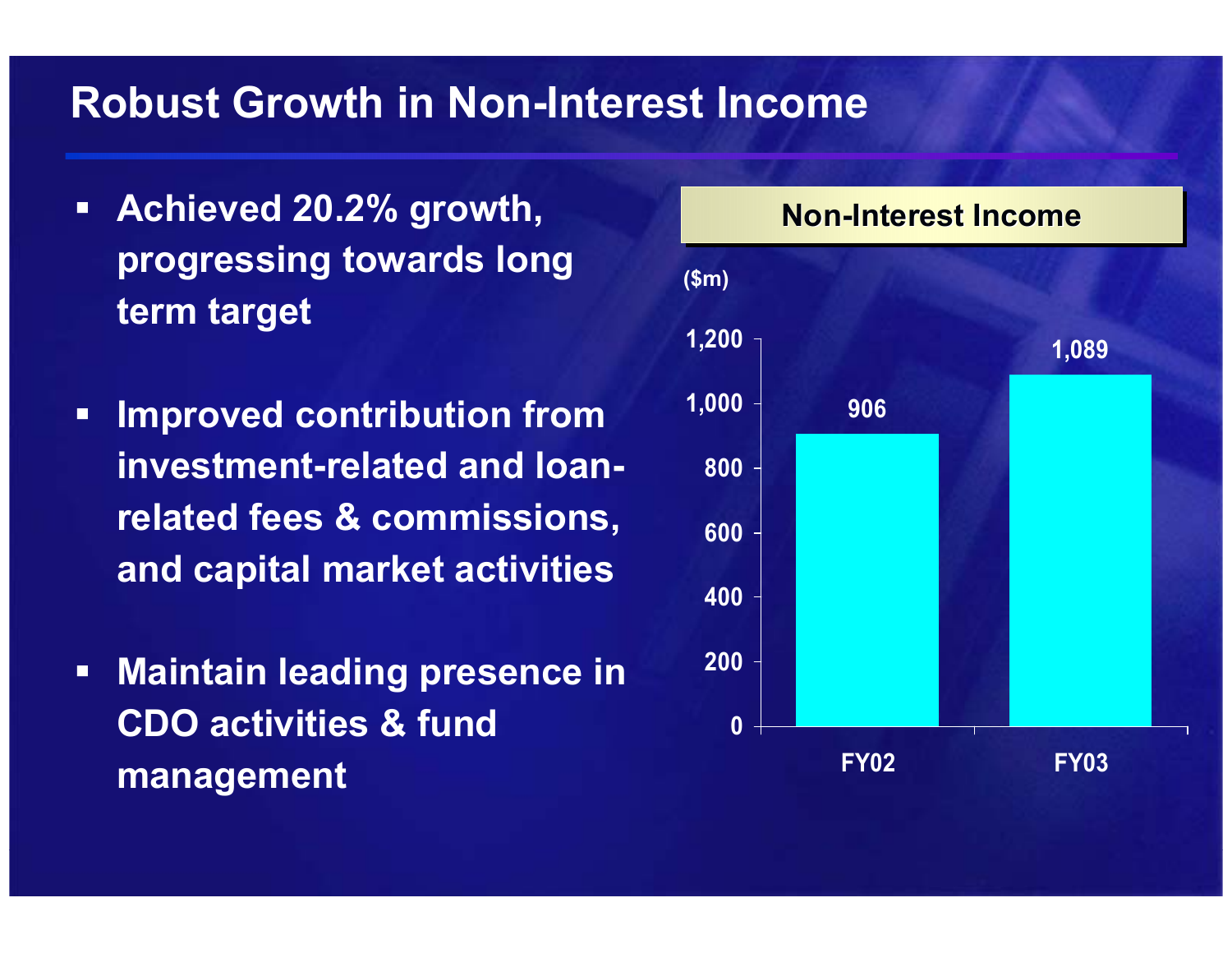# Robust Growth in Non-Interest Income

- **Achieved 20.2% growth, progressing towards long term target**
- **Improved contribution from investment-related and loan-related fees & commissions, and capital market activities**
- **Maintain leading presence in CDO activities & fund management**

**Non-Interest Income**

($m)

| | FY02 | FY03 |
|---|---|---|
| Non-Interest Income | 906 | 1,089 |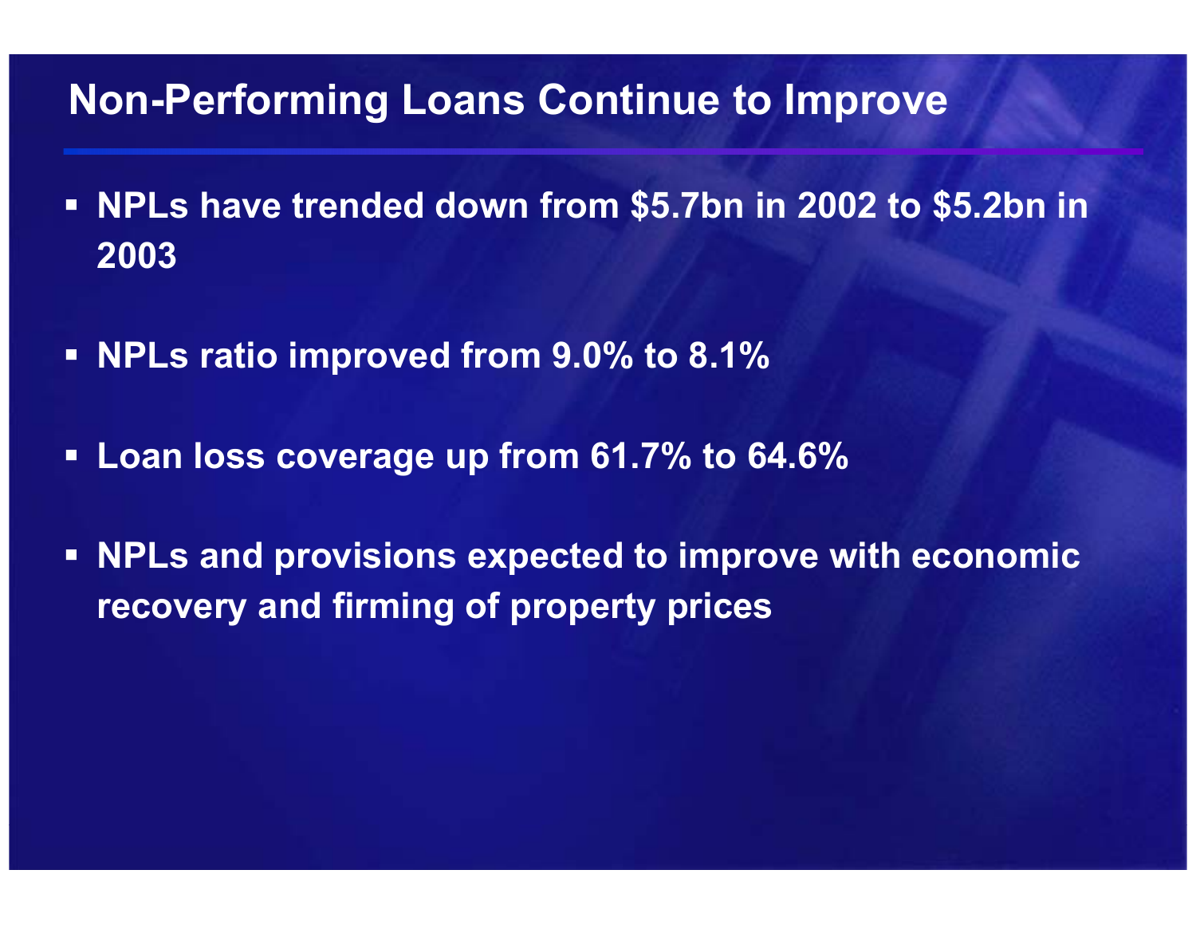# Non-Performing Loans Continue to Improve

- NPLs have trended down from $5.7bn in 2002 to $5.2bn in 2003
- NPLs ratio improved from 9.0% to 8.1%
- Loan loss coverage up from 61.7% to 64.6%
- NPLs and provisions expected to improve with economic recovery and firming of property prices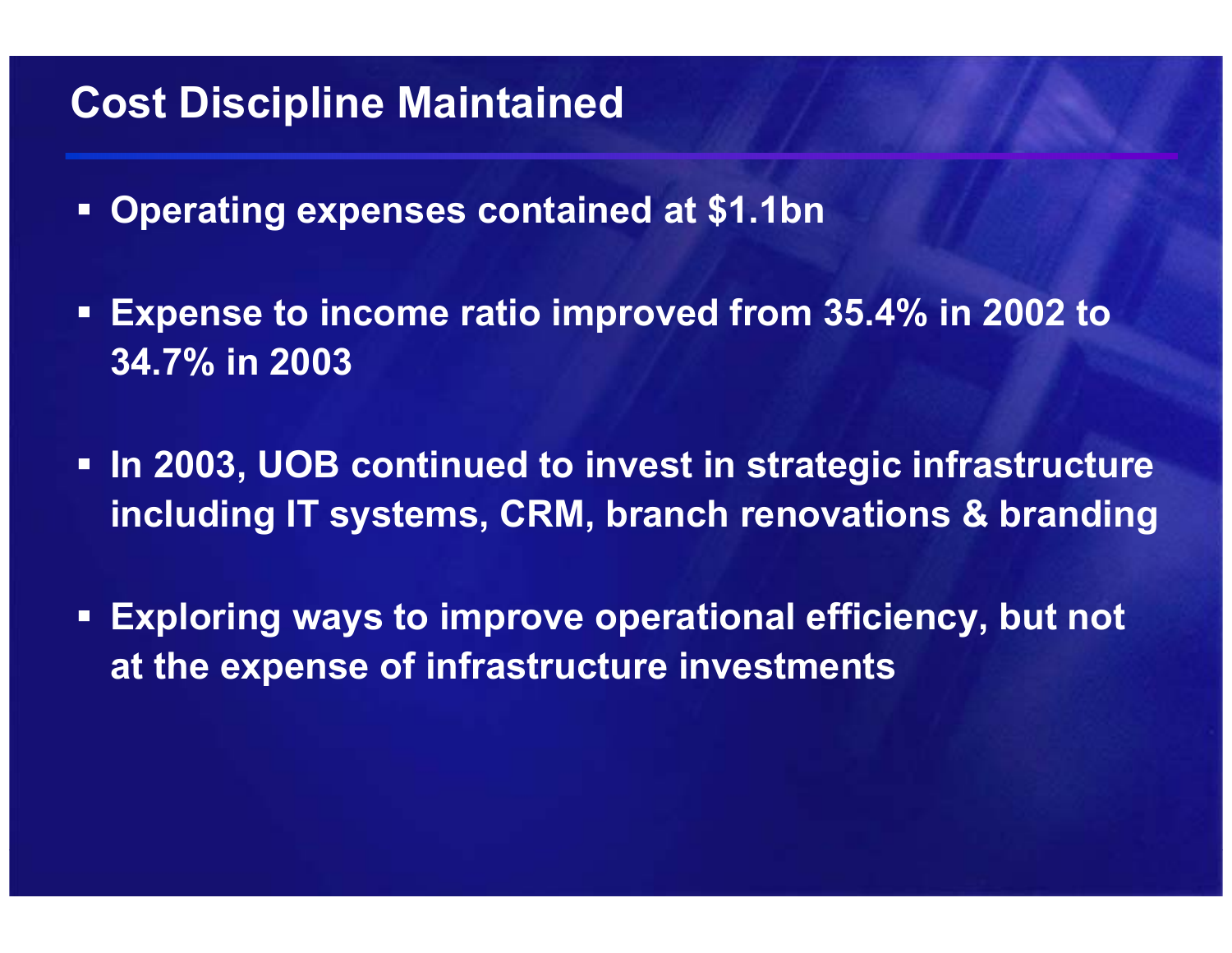# Cost Discipline Maintained

- **Operating expenses contained at $1.1bn**
- **Expense to income ratio improved from 35.4% in 2002 to 34.7% in 2003**
- **In 2003, UOB continued to invest in strategic infrastructure including IT systems, CRM, branch renovations & branding**
- **Exploring ways to improve operational efficiency, but not at the expense of infrastructure investments**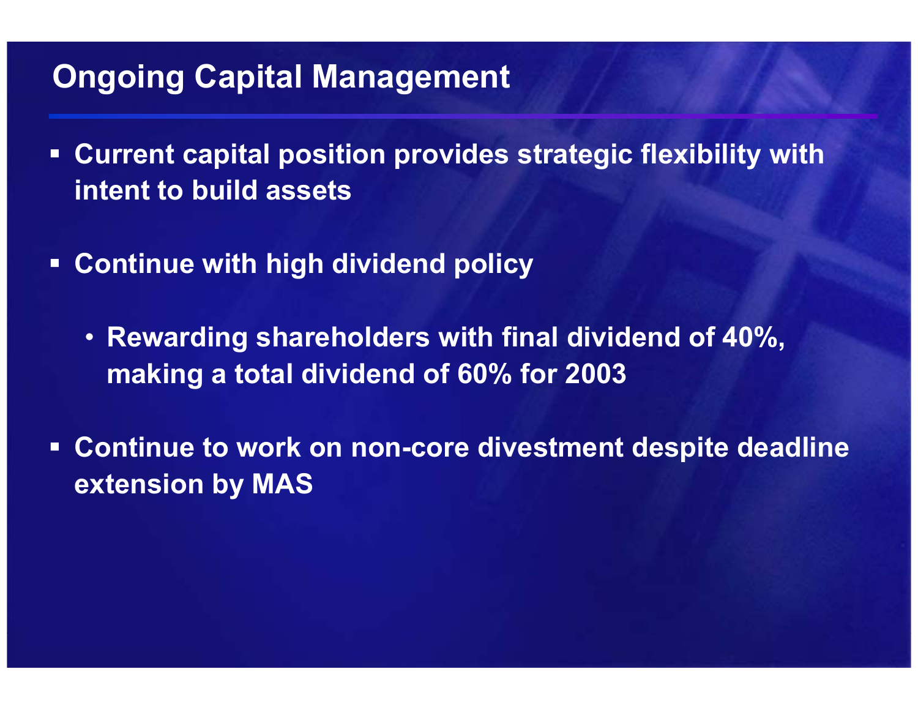# Ongoing Capital Management

- Current capital position provides strategic flexibility with intent to build assets

- Continue with high dividend policy

  - Rewarding shareholders with final dividend of 40%, making a total dividend of 60% for 2003

- Continue to work on non-core divestment despite deadline extension by MAS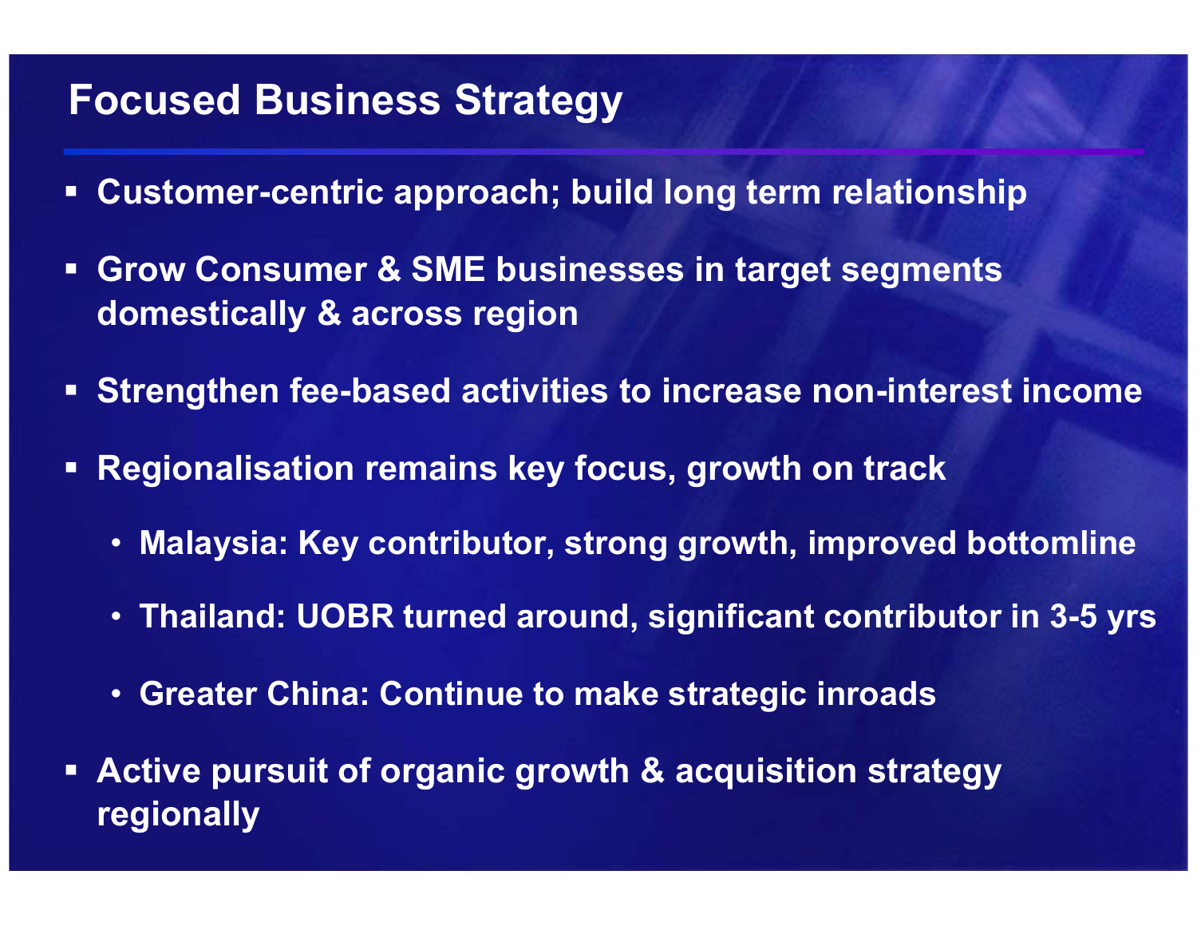# Focused Business Strategy

- Customer-centric approach; build long term relationship
- Grow Consumer & SME businesses in target segments domestically & across region
- Strengthen fee-based activities to increase non-interest income
- Regionalisation remains key focus, growth on track
  - Malaysia: Key contributor, strong growth, improved bottomline
  - Thailand: UOBR turned around, significant contributor in 3-5 yrs
  - Greater China: Continue to make strategic inroads
- Active pursuit of organic growth & acquisition strategy regionally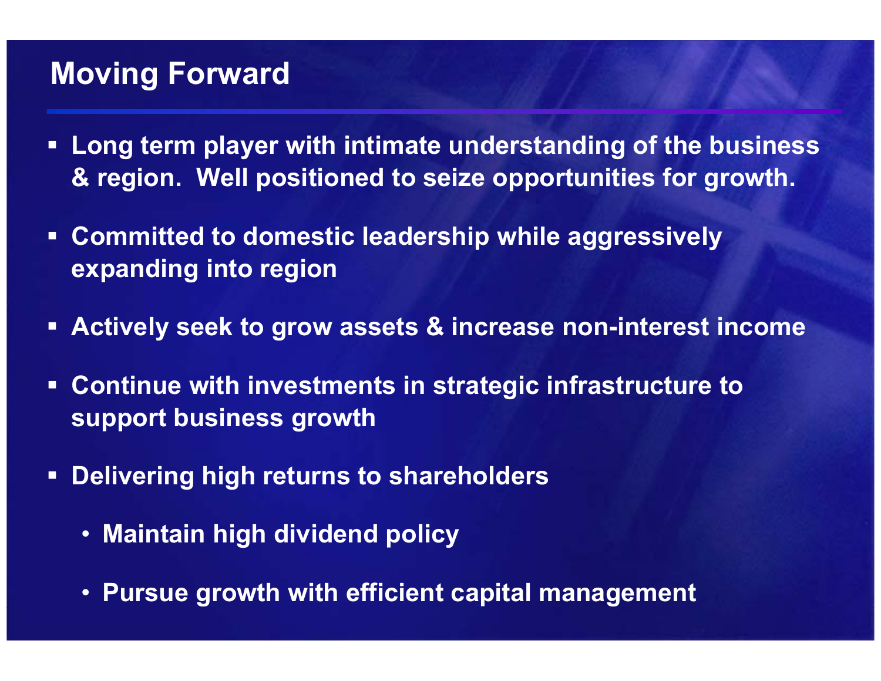## Moving Forward

- **Long term player with intimate understanding of the business & region. Well positioned to seize opportunities for growth.**
- **Committed to domestic leadership while aggressively expanding into region**
- **Actively seek to grow assets & increase non-interest income**
- **Continue with investments in strategic infrastructure to support business growth**
- **Delivering high returns to shareholders**
  - **Maintain high dividend policy**
  - **Pursue growth with efficient capital management**